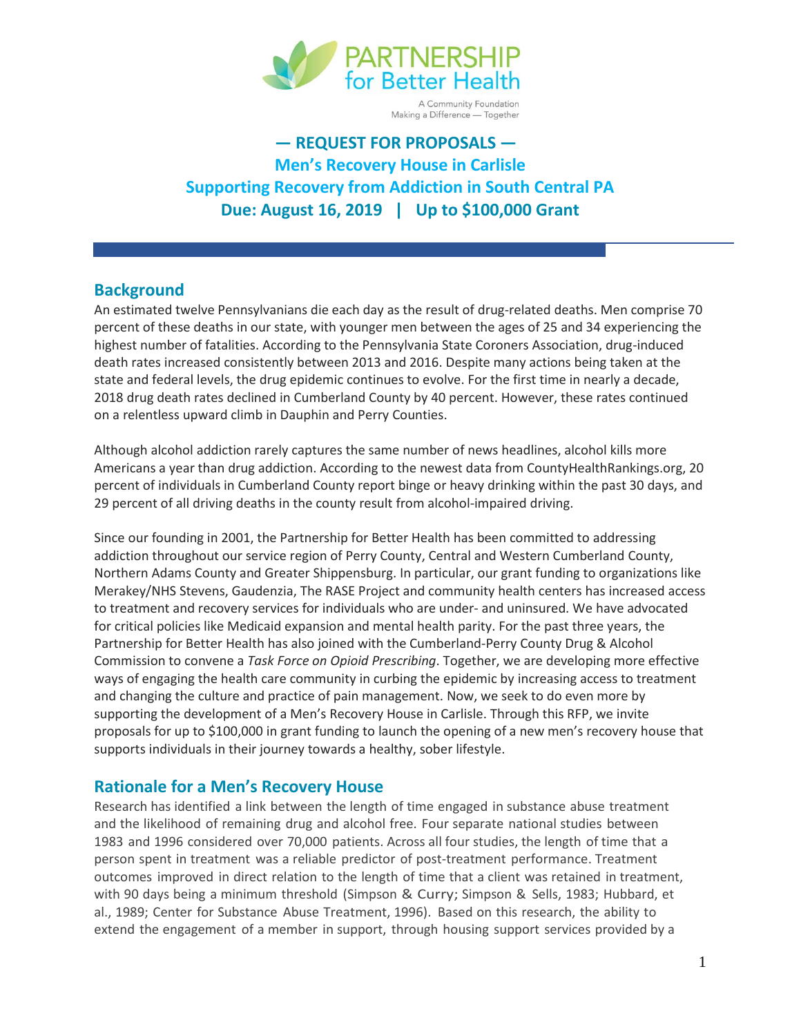PARTNERSHIP for Better Health

A Community Foundation
Making a Difference — Together

# — REQUEST FOR PROPOSALS —

## Men's Recovery House in Carlisle
## Supporting Recovery from Addiction in South Central PA
## Due: August 16, 2019 | Up to $100,000 Grant

## Background

An estimated twelve Pennsylvanians die each day as the result of drug-related deaths. Men comprise 70 percent of these deaths in our state, with younger men between the ages of 25 and 34 experiencing the highest number of fatalities. According to the Pennsylvania State Coroners Association, drug-induced death rates increased consistently between 2013 and 2016. Despite many actions being taken at the state and federal levels, the drug epidemic continues to evolve. For the first time in nearly a decade, 2018 drug death rates declined in Cumberland County by 40 percent. However, these rates continued on a relentless upward climb in Dauphin and Perry Counties.

Although alcohol addiction rarely captures the same number of news headlines, alcohol kills more Americans a year than drug addiction. According to the newest data from CountyHealthRankings.org, 20 percent of individuals in Cumberland County report binge or heavy drinking within the past 30 days, and 29 percent of all driving deaths in the county result from alcohol-impaired driving.

Since our founding in 2001, the Partnership for Better Health has been committed to addressing addiction throughout our service region of Perry County, Central and Western Cumberland County, Northern Adams County and Greater Shippensburg. In particular, our grant funding to organizations like Merakey/NHS Stevens, Gaudenzia, The RASE Project and community health centers has increased access to treatment and recovery services for individuals who are under- and uninsured. We have advocated for critical policies like Medicaid expansion and mental health parity. For the past three years, the Partnership for Better Health has also joined with the Cumberland-Perry County Drug & Alcohol Commission to convene a *Task Force on Opioid Prescribing*. Together, we are developing more effective ways of engaging the health care community in curbing the epidemic by increasing access to treatment and changing the culture and practice of pain management. Now, we seek to do even more by supporting the development of a Men's Recovery House in Carlisle. Through this RFP, we invite proposals for up to $100,000 in grant funding to launch the opening of a new men's recovery house that supports individuals in their journey towards a healthy, sober lifestyle.

## Rationale for a Men's Recovery House

Research has identified a link between the length of time engaged in substance abuse treatment and the likelihood of remaining drug and alcohol free. Four separate national studies between 1983 and 1996 considered over 70,000 patients. Across all four studies, the length of time that a person spent in treatment was a reliable predictor of post-treatment performance. Treatment outcomes improved in direct relation to the length of time that a client was retained in treatment, with 90 days being a minimum threshold (Simpson & Curry; Simpson & Sells, 1983; Hubbard, et al., 1989; Center for Substance Abuse Treatment, 1996). Based on this research, the ability to extend the engagement of a member in support, through housing support services provided by a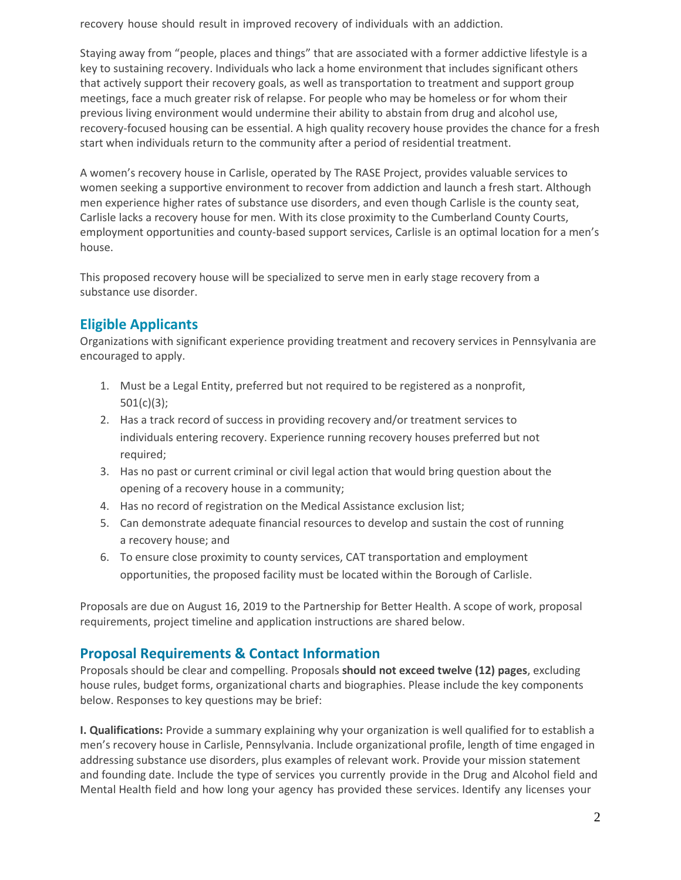recovery house should result in improved recovery of individuals with an addiction.

Staying away from “people, places and things” that are associated with a former addictive lifestyle is a key to sustaining recovery. Individuals who lack a home environment that includes significant others that actively support their recovery goals, as well as transportation to treatment and support group meetings, face a much greater risk of relapse. For people who may be homeless or for whom their previous living environment would undermine their ability to abstain from drug and alcohol use, recovery-focused housing can be essential. A high quality recovery house provides the chance for a fresh start when individuals return to the community after a period of residential treatment.

A women’s recovery house in Carlisle, operated by The RASE Project, provides valuable services to women seeking a supportive environment to recover from addiction and launch a fresh start. Although men experience higher rates of substance use disorders, and even though Carlisle is the county seat, Carlisle lacks a recovery house for men. With its close proximity to the Cumberland County Courts, employment opportunities and county-based support services, Carlisle is an optimal location for a men’s house.

This proposed recovery house will be specialized to serve men in early stage recovery from a substance use disorder.

## Eligible Applicants

Organizations with significant experience providing treatment and recovery services in Pennsylvania are encouraged to apply.

1. Must be a Legal Entity, preferred but not required to be registered as a nonprofit, 501(c)(3);
2. Has a track record of success in providing recovery and/or treatment services to individuals entering recovery. Experience running recovery houses preferred but not required;
3. Has no past or current criminal or civil legal action that would bring question about the opening of a recovery house in a community;
4. Has no record of registration on the Medical Assistance exclusion list;
5. Can demonstrate adequate financial resources to develop and sustain the cost of running a recovery house; and
6. To ensure close proximity to county services, CAT transportation and employment opportunities, the proposed facility must be located within the Borough of Carlisle.

Proposals are due on August 16, 2019 to the Partnership for Better Health. A scope of work, proposal requirements, project timeline and application instructions are shared below.

## Proposal Requirements & Contact Information

Proposals should be clear and compelling. Proposals **should not exceed twelve (12) pages**, excluding house rules, budget forms, organizational charts and biographies. Please include the key components below. Responses to key questions may be brief:

**I. Qualifications:** Provide a summary explaining why your organization is well qualified for to establish a men’s recovery house in Carlisle, Pennsylvania. Include organizational profile, length of time engaged in addressing substance use disorders, plus examples of relevant work. Provide your mission statement and founding date. Include the type of services you currently provide in the Drug and Alcohol field and Mental Health field and how long your agency has provided these services. Identify any licenses your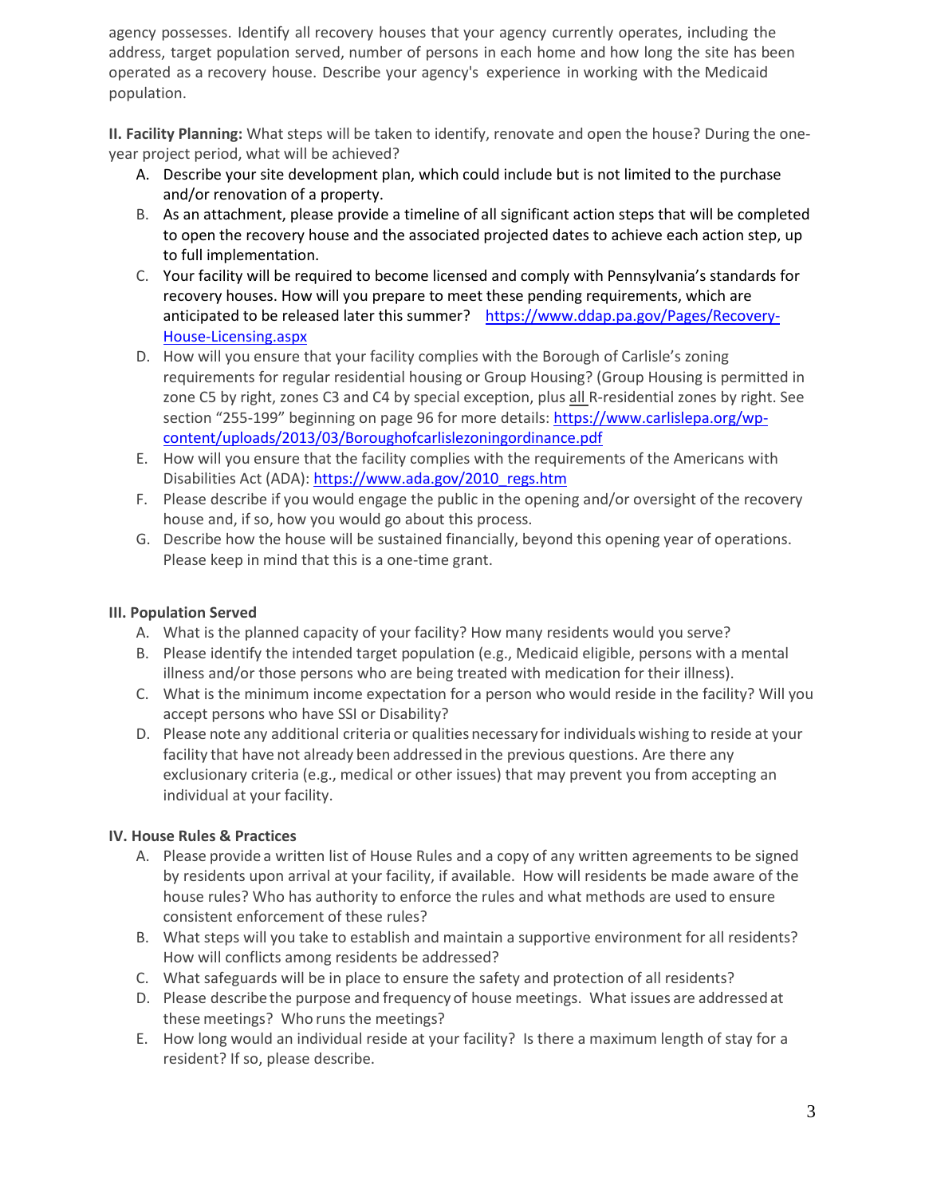agency possesses. Identify all recovery houses that your agency currently operates, including the address, target population served, number of persons in each home and how long the site has been operated as a recovery house. Describe your agency's experience in working with the Medicaid population.

**II. Facility Planning:** What steps will be taken to identify, renovate and open the house? During the one-year project period, what will be achieved?

A. Describe your site development plan, which could include but is not limited to the purchase and/or renovation of a property.
B. As an attachment, please provide a timeline of all significant action steps that will be completed to open the recovery house and the associated projected dates to achieve each action step, up to full implementation.
C. Your facility will be required to become licensed and comply with Pennsylvania's standards for recovery houses. How will you prepare to meet these pending requirements, which are anticipated to be released later this summer? https://www.ddap.pa.gov/Pages/Recovery-House-Licensing.aspx
D. How will you ensure that your facility complies with the Borough of Carlisle's zoning requirements for regular residential housing or Group Housing? (Group Housing is permitted in zone C5 by right, zones C3 and C4 by special exception, plus all R-residential zones by right. See section "255-199" beginning on page 96 for more details: https://www.carlislepa.org/wp-content/uploads/2013/03/Boroughofcarlislezoningordinance.pdf
E. How will you ensure that the facility complies with the requirements of the Americans with Disabilities Act (ADA): https://www.ada.gov/2010_regs.htm
F. Please describe if you would engage the public in the opening and/or oversight of the recovery house and, if so, how you would go about this process.
G. Describe how the house will be sustained financially, beyond this opening year of operations. Please keep in mind that this is a one-time grant.

**III. Population Served**

A. What is the planned capacity of your facility? How many residents would you serve?
B. Please identify the intended target population (e.g., Medicaid eligible, persons with a mental illness and/or those persons who are being treated with medication for their illness).
C. What is the minimum income expectation for a person who would reside in the facility? Will you accept persons who have SSI or Disability?
D. Please note any additional criteria or qualities necessary for individuals wishing to reside at your facility that have not already been addressed in the previous questions. Are there any exclusionary criteria (e.g., medical or other issues) that may prevent you from accepting an individual at your facility.

**IV. House Rules & Practices**

A. Please provide a written list of House Rules and a copy of any written agreements to be signed by residents upon arrival at your facility, if available. How will residents be made aware of the house rules? Who has authority to enforce the rules and what methods are used to ensure consistent enforcement of these rules?
B. What steps will you take to establish and maintain a supportive environment for all residents? How will conflicts among residents be addressed?
C. What safeguards will be in place to ensure the safety and protection of all residents?
D. Please describe the purpose and frequency of house meetings. What issues are addressed at these meetings? Who runs the meetings?
E. How long would an individual reside at your facility? Is there a maximum length of stay for a resident? If so, please describe.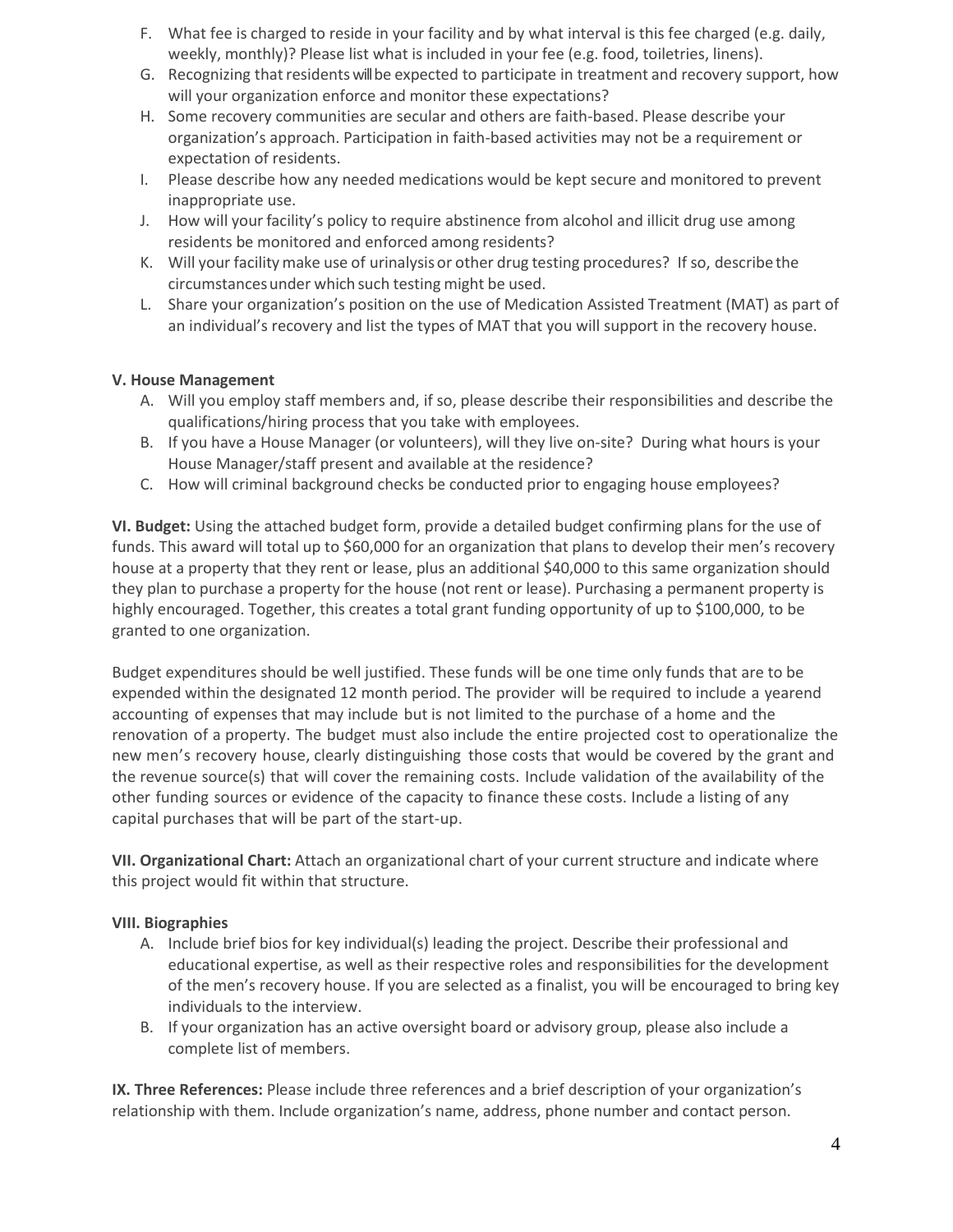F. What fee is charged to reside in your facility and by what interval is this fee charged (e.g. daily, weekly, monthly)? Please list what is included in your fee (e.g. food, toiletries, linens).
G. Recognizing that residents will be expected to participate in treatment and recovery support, how will your organization enforce and monitor these expectations?
H. Some recovery communities are secular and others are faith-based. Please describe your organization's approach. Participation in faith-based activities may not be a requirement or expectation of residents.
I. Please describe how any needed medications would be kept secure and monitored to prevent inappropriate use.
J. How will your facility's policy to require abstinence from alcohol and illicit drug use among residents be monitored and enforced among residents?
K. Will your facility make use of urinalysis or other drug testing procedures? If so, describe the circumstances under which such testing might be used.
L. Share your organization's position on the use of Medication Assisted Treatment (MAT) as part of an individual's recovery and list the types of MAT that you will support in the recovery house.

**V. House Management**

A. Will you employ staff members and, if so, please describe their responsibilities and describe the qualifications/hiring process that you take with employees.
B. If you have a House Manager (or volunteers), will they live on-site? During what hours is your House Manager/staff present and available at the residence?
C. How will criminal background checks be conducted prior to engaging house employees?

**VI. Budget:** Using the attached budget form, provide a detailed budget confirming plans for the use of funds. This award will total up to $60,000 for an organization that plans to develop their men's recovery house at a property that they rent or lease, plus an additional $40,000 to this same organization should they plan to purchase a property for the house (not rent or lease). Purchasing a permanent property is highly encouraged. Together, this creates a total grant funding opportunity of up to $100,000, to be granted to one organization.

Budget expenditures should be well justified. These funds will be one time only funds that are to be expended within the designated 12 month period. The provider will be required to include a yearend accounting of expenses that may include but is not limited to the purchase of a home and the renovation of a property. The budget must also include the entire projected cost to operationalize the new men's recovery house, clearly distinguishing those costs that would be covered by the grant and the revenue source(s) that will cover the remaining costs. Include validation of the availability of the other funding sources or evidence of the capacity to finance these costs. Include a listing of any capital purchases that will be part of the start-up.

**VII. Organizational Chart:** Attach an organizational chart of your current structure and indicate where this project would fit within that structure.

**VIII. Biographies**

A. Include brief bios for key individual(s) leading the project. Describe their professional and educational expertise, as well as their respective roles and responsibilities for the development of the men's recovery house. If you are selected as a finalist, you will be encouraged to bring key individuals to the interview.
B. If your organization has an active oversight board or advisory group, please also include a complete list of members.

**IX. Three References:** Please include three references and a brief description of your organization's relationship with them. Include organization's name, address, phone number and contact person.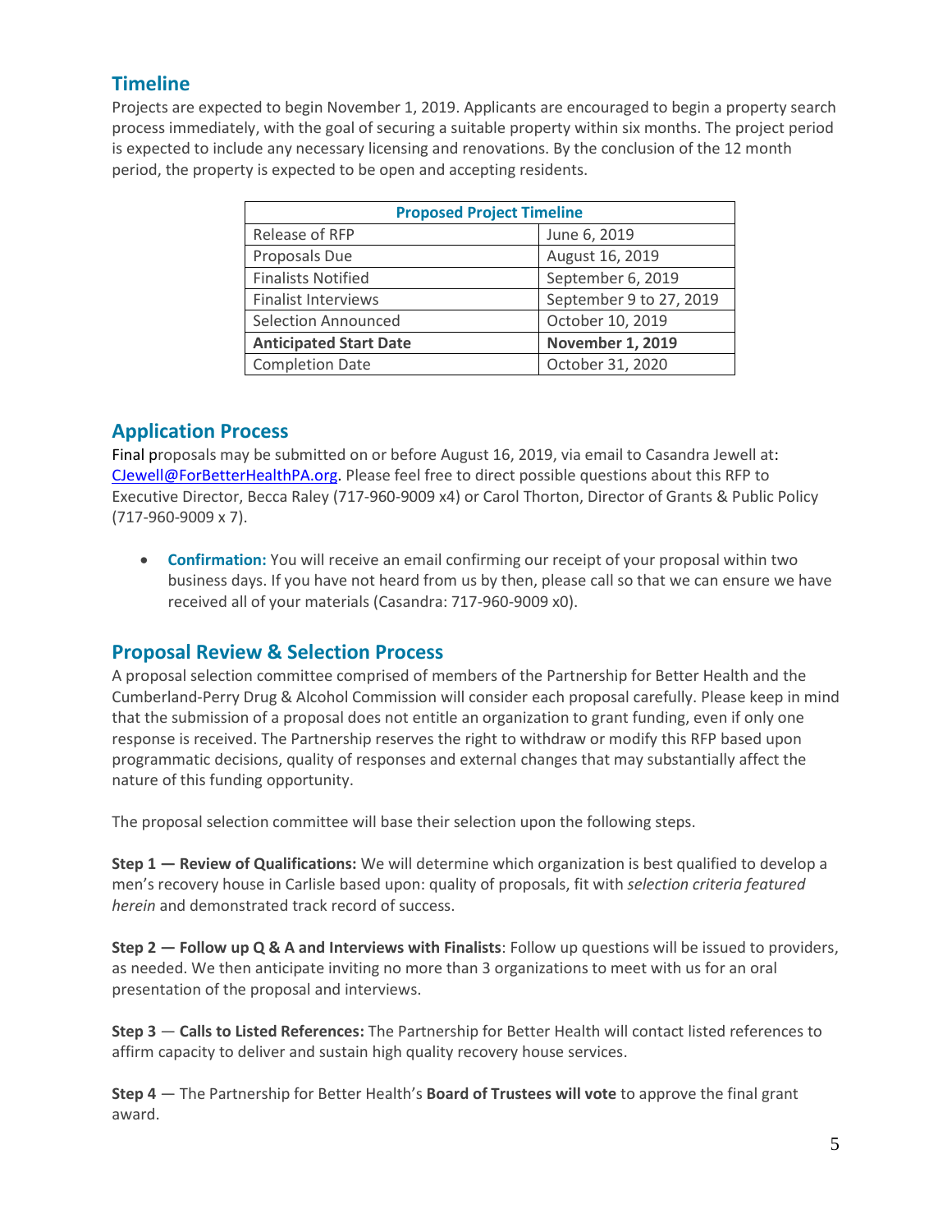## Timeline

Projects are expected to begin November 1, 2019. Applicants are encouraged to begin a property search process immediately, with the goal of securing a suitable property within six months. The project period is expected to include any necessary licensing and renovations. By the conclusion of the 12 month period, the property is expected to be open and accepting residents.

| Proposed Project Timeline | |
|---|---|
| Release of RFP | June 6, 2019 |
| Proposals Due | August 16, 2019 |
| Finalists Notified | September 6, 2019 |
| Finalist Interviews | September 9 to 27, 2019 |
| Selection Announced | October 10, 2019 |
| **Anticipated Start Date** | **November 1, 2019** |
| Completion Date | October 31, 2020 |

## Application Process

Final proposals may be submitted on or before August 16, 2019, via email to Casandra Jewell at: CJewell@ForBetterHealthPA.org. Please feel free to direct possible questions about this RFP to Executive Director, Becca Raley (717-960-9009 x4) or Carol Thorton, Director of Grants & Public Policy (717-960-9009 x 7).

- **Confirmation:** You will receive an email confirming our receipt of your proposal within two business days. If you have not heard from us by then, please call so that we can ensure we have received all of your materials (Casandra: 717-960-9009 x0).

## Proposal Review & Selection Process

A proposal selection committee comprised of members of the Partnership for Better Health and the Cumberland-Perry Drug & Alcohol Commission will consider each proposal carefully. Please keep in mind that the submission of a proposal does not entitle an organization to grant funding, even if only one response is received. The Partnership reserves the right to withdraw or modify this RFP based upon programmatic decisions, quality of responses and external changes that may substantially affect the nature of this funding opportunity.

The proposal selection committee will base their selection upon the following steps.

**Step 1 — Review of Qualifications:** We will determine which organization is best qualified to develop a men's recovery house in Carlisle based upon: quality of proposals, fit with *selection criteria featured herein* and demonstrated track record of success.

**Step 2 — Follow up Q & A and Interviews with Finalists**: Follow up questions will be issued to providers, as needed. We then anticipate inviting no more than 3 organizations to meet with us for an oral presentation of the proposal and interviews.

**Step 3** — **Calls to Listed References:** The Partnership for Better Health will contact listed references to affirm capacity to deliver and sustain high quality recovery house services.

**Step 4** — The Partnership for Better Health's **Board of Trustees will vote** to approve the final grant award.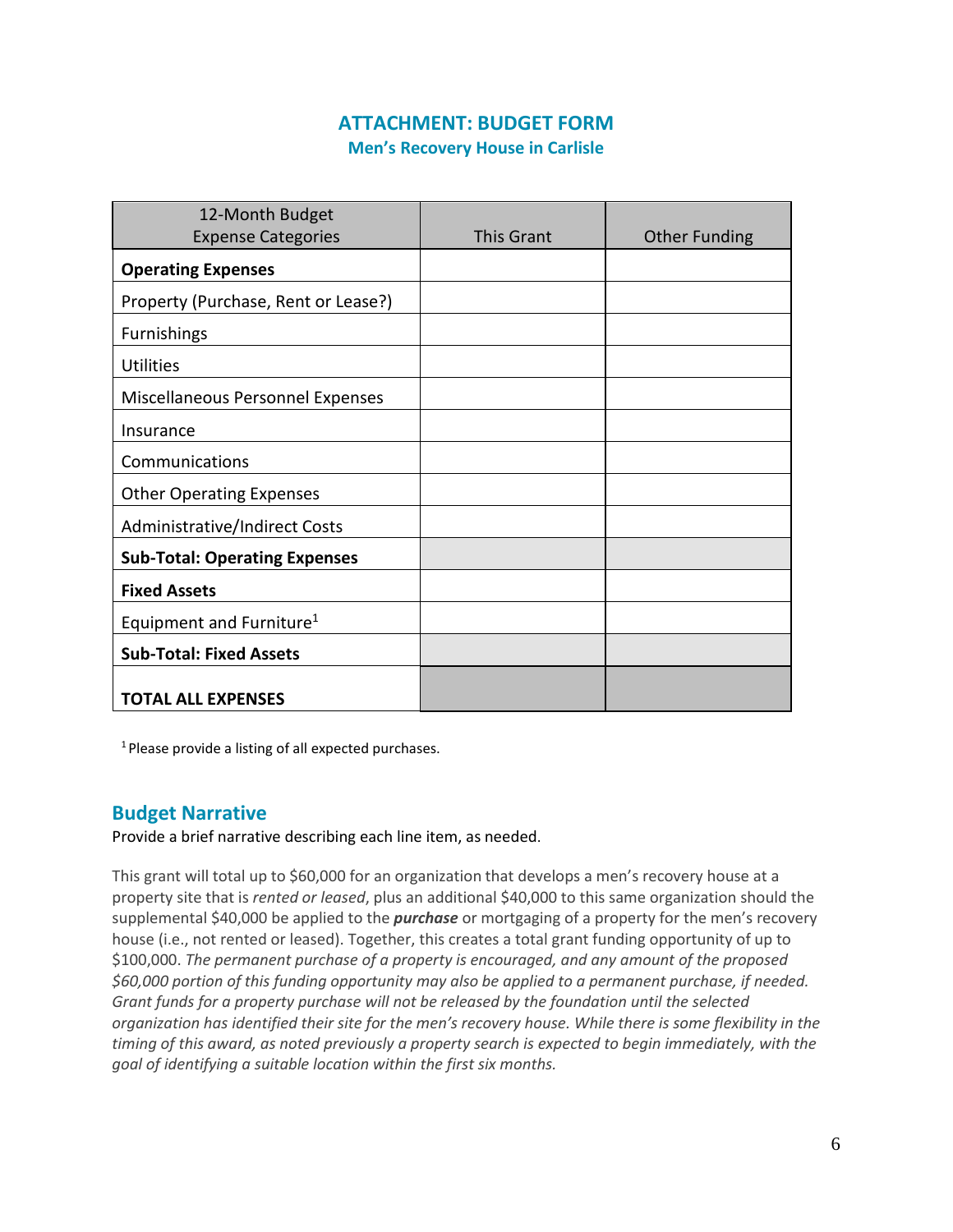# ATTACHMENT: BUDGET FORM

## Men's Recovery House in Carlisle

| 12-Month Budget Expense Categories | This Grant | Other Funding |
|---|---|---|
| **Operating Expenses** | | |
| Property (Purchase, Rent or Lease?) | | |
| Furnishings | | |
| Utilities | | |
| Miscellaneous Personnel Expenses | | |
| Insurance | | |
| Communications | | |
| Other Operating Expenses | | |
| Administrative/Indirect Costs | | |
| **Sub-Total: Operating Expenses** | | |
| **Fixed Assets** | | |
| Equipment and Furniture[1] | | |
| **Sub-Total: Fixed Assets** | | |
| **TOTAL ALL EXPENSES** | | |

[1] Please provide a listing of all expected purchases.

## Budget Narrative

Provide a brief narrative describing each line item, as needed.

This grant will total up to $60,000 for an organization that develops a men's recovery house at a property site that is *rented or leased*, plus an additional $40,000 to this same organization should the supplemental $40,000 be applied to the ***purchase*** or mortgaging of a property for the men's recovery house (i.e., not rented or leased). Together, this creates a total grant funding opportunity of up to $100,000. *The permanent purchase of a property is encouraged, and any amount of the proposed $60,000 portion of this funding opportunity may also be applied to a permanent purchase, if needed. Grant funds for a property purchase will not be released by the foundation until the selected organization has identified their site for the men's recovery house. While there is some flexibility in the timing of this award, as noted previously a property search is expected to begin immediately, with the goal of identifying a suitable location within the first six months.*